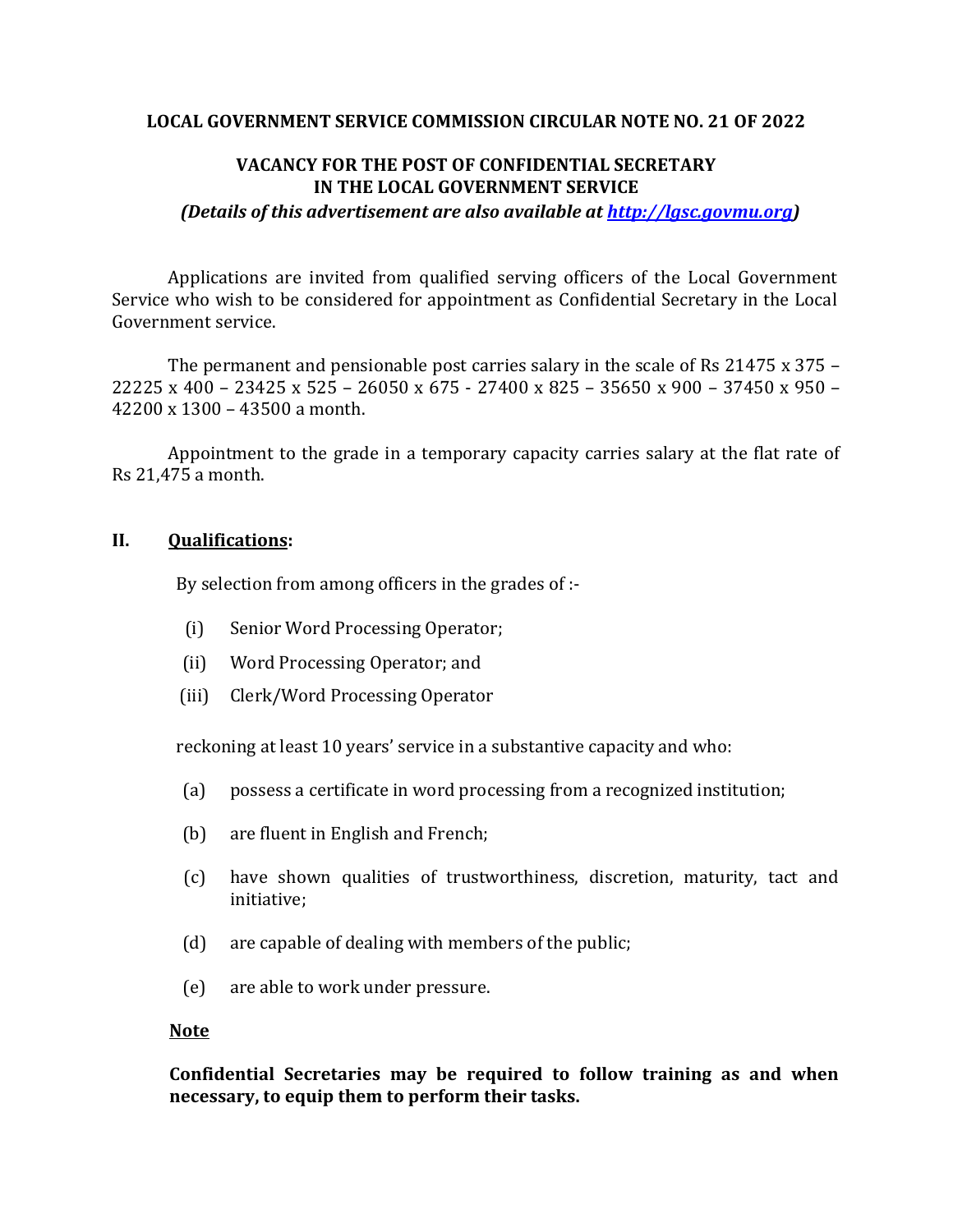**LOCAL GOVERNMENT SERVICE COMMISSION CIRCULAR NOTE NO. 21 OF 2022**

**VACANCY FOR THE POST OF CONFIDENTIAL SECRETARY IN THE LOCAL GOVERNMENT SERVICE**

***(Details of this advertisement are also available at [http://lgsc.govmu.org](http://lgsc.govmu.org))***

Applications are invited from qualified serving officers of the Local Government Service who wish to be considered for appointment as Confidential Secretary in the Local Government service.

The permanent and pensionable post carries salary in the scale of Rs 21475 x 375 – 22225 x 400 – 23425 x 525 – 26050 x 675 - 27400 x 825 – 35650 x 900 – 37450 x 950 – 42200 x 1300 – 43500 a month.

Appointment to the grade in a temporary capacity carries salary at the flat rate of Rs 21,475 a month.

## II. <u>Qualifications</u>:

By selection from among officers in the grades of :-

(i) Senior Word Processing Operator;

(ii) Word Processing Operator; and

(iii) Clerk/Word Processing Operator

reckoning at least 10 years' service in a substantive capacity and who:

(a) possess a certificate in word processing from a recognized institution;

(b) are fluent in English and French;

(c) have shown qualities of trustworthiness, discretion, maturity, tact and initiative;

(d) are capable of dealing with members of the public;

(e) are able to work under pressure.

**<u>Note</u>**

**Confidential Secretaries may be required to follow training as and when necessary, to equip them to perform their tasks.**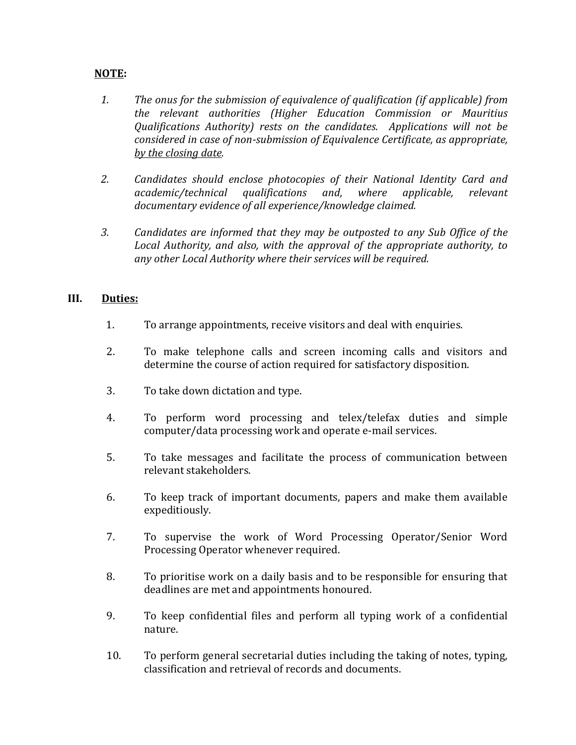**NOTE:**

1. *The onus for the submission of equivalence of qualification (if applicable) from the relevant authorities (Higher Education Commission or Mauritius Qualifications Authority) rests on the candidates. Applications will not be considered in case of non-submission of Equivalence Certificate, as appropriate, by the closing date.*

2. *Candidates should enclose photocopies of their National Identity Card and academic/technical qualifications and, where applicable, relevant documentary evidence of all experience/knowledge claimed.*

3. *Candidates are informed that they may be outposted to any Sub Office of the Local Authority, and also, with the approval of the appropriate authority, to any other Local Authority where their services will be required.*

## III. Duties:

1. To arrange appointments, receive visitors and deal with enquiries.

2. To make telephone calls and screen incoming calls and visitors and determine the course of action required for satisfactory disposition.

3. To take down dictation and type.

4. To perform word processing and telex/telefax duties and simple computer/data processing work and operate e-mail services.

5. To take messages and facilitate the process of communication between relevant stakeholders.

6. To keep track of important documents, papers and make them available expeditiously.

7. To supervise the work of Word Processing Operator/Senior Word Processing Operator whenever required.

8. To prioritise work on a daily basis and to be responsible for ensuring that deadlines are met and appointments honoured.

9. To keep confidential files and perform all typing work of a confidential nature.

10. To perform general secretarial duties including the taking of notes, typing, classification and retrieval of records and documents.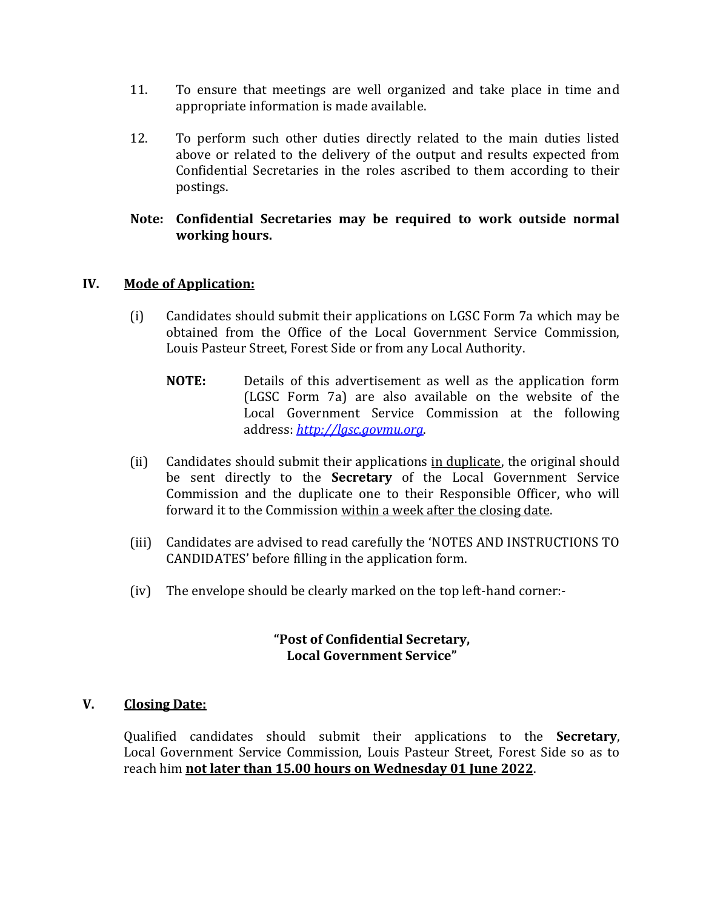11. To ensure that meetings are well organized and take place in time and appropriate information is made available.

12. To perform such other duties directly related to the main duties listed above or related to the delivery of the output and results expected from Confidential Secretaries in the roles ascribed to them according to their postings.

**Note: Confidential Secretaries may be required to work outside normal working hours.**

## IV. Mode of Application:

(i) Candidates should submit their applications on LGSC Form 7a which may be obtained from the Office of the Local Government Service Commission, Louis Pasteur Street, Forest Side or from any Local Authority.

**NOTE:** Details of this advertisement as well as the application form (LGSC Form 7a) are also available on the website of the Local Government Service Commission at the following address: *http://lgsc.govmu.org*.

(ii) Candidates should submit their applications in duplicate, the original should be sent directly to the **Secretary** of the Local Government Service Commission and the duplicate one to their Responsible Officer, who will forward it to the Commission within a week after the closing date.

(iii) Candidates are advised to read carefully the 'NOTES AND INSTRUCTIONS TO CANDIDATES' before filling in the application form.

(iv) The envelope should be clearly marked on the top left-hand corner:-

**"Post of Confidential Secretary,**
**Local Government Service"**

## V. Closing Date:

Qualified candidates should submit their applications to the **Secretary**, Local Government Service Commission, Louis Pasteur Street, Forest Side so as to reach him **not later than 15.00 hours on Wednesday 01 June 2022**.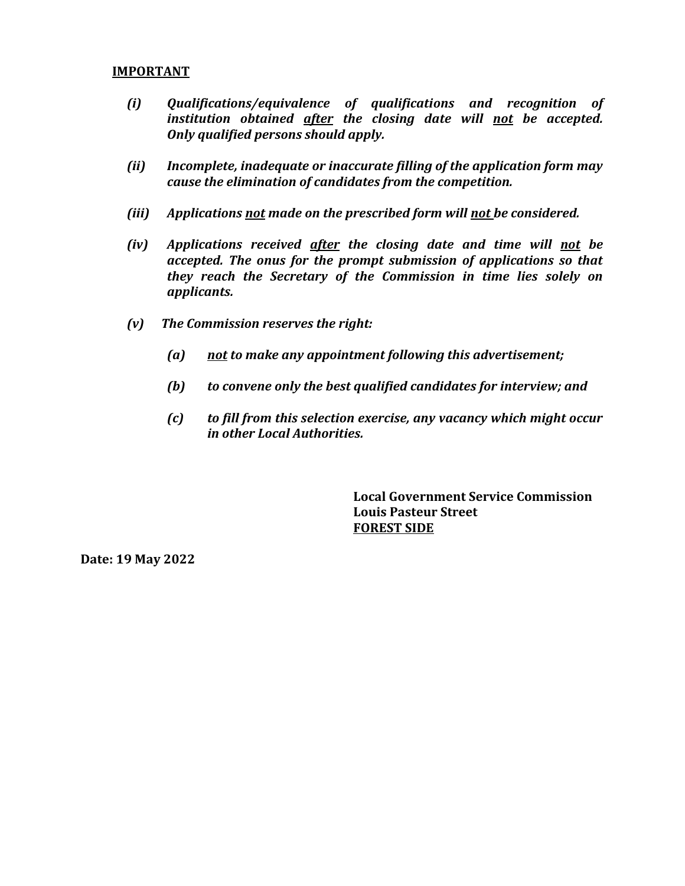**<u>IMPORTANT</u>**

*(i)* ***Qualifications/equivalence of qualifications and recognition of institution obtained <u>after</u> the closing date will <u>not</u> be accepted. Only qualified persons should apply.***

*(ii)* ***Incomplete, inadequate or inaccurate filling of the application form may cause the elimination of candidates from the competition.***

*(iii)* ***Applications <u>not</u> made on the prescribed form will <u>not</u> be considered.***

*(iv)* ***Applications received <u>after</u> the closing date and time will <u>not</u> be accepted. The onus for the prompt submission of applications so that they reach the Secretary of the Commission in time lies solely on applicants.***

*(v)* ***The Commission reserves the right:***

- *(a)* ***<u>not</u> to make any appointment following this advertisement;***
- *(b)* ***to convene only the best qualified candidates for interview; and***
- *(c)* ***to fill from this selection exercise, any vacancy which might occur in other Local Authorities.***

**Local Government Service Commission**
**Louis Pasteur Street**
**<u>FOREST SIDE</u>**

**Date: 19 May 2022**